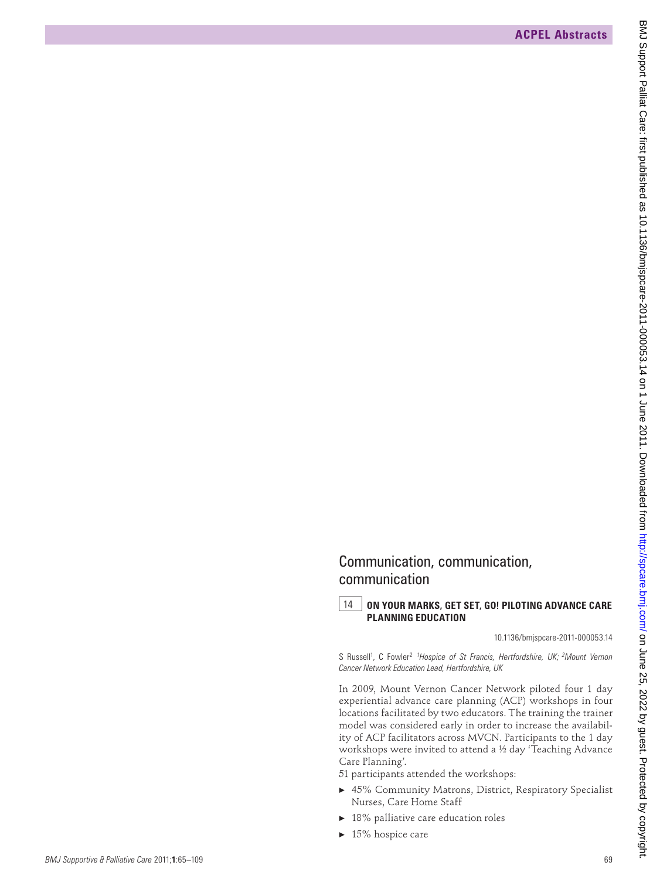## Communication, communication, communication

### 14 ON YOUR MARKS, GET SET, GO! PILOTING ADVANCE CARE PLANNING EDUCATION

10.1136/bmjspcare-2011-000053.14

S Russell[1], C Fowler[2] [1]*Hospice of St Francis, Hertfordshire, UK;* [2]*Mount Vernon Cancer Network Education Lead, Hertfordshire, UK*

In 2009, Mount Vernon Cancer Network piloted four 1 day experiential advance care planning (ACP) workshops in four locations facilitated by two educators. The training the trainer model was considered early in order to increase the availability of ACP facilitators across MVCN. Participants to the 1 day workshops were invited to attend a ½ day 'Teaching Advance Care Planning'.

51 participants attended the workshops:

- 45% Community Matrons, District, Respiratory Specialist Nurses, Care Home Staff
- 18% palliative care education roles
- 15% hospice care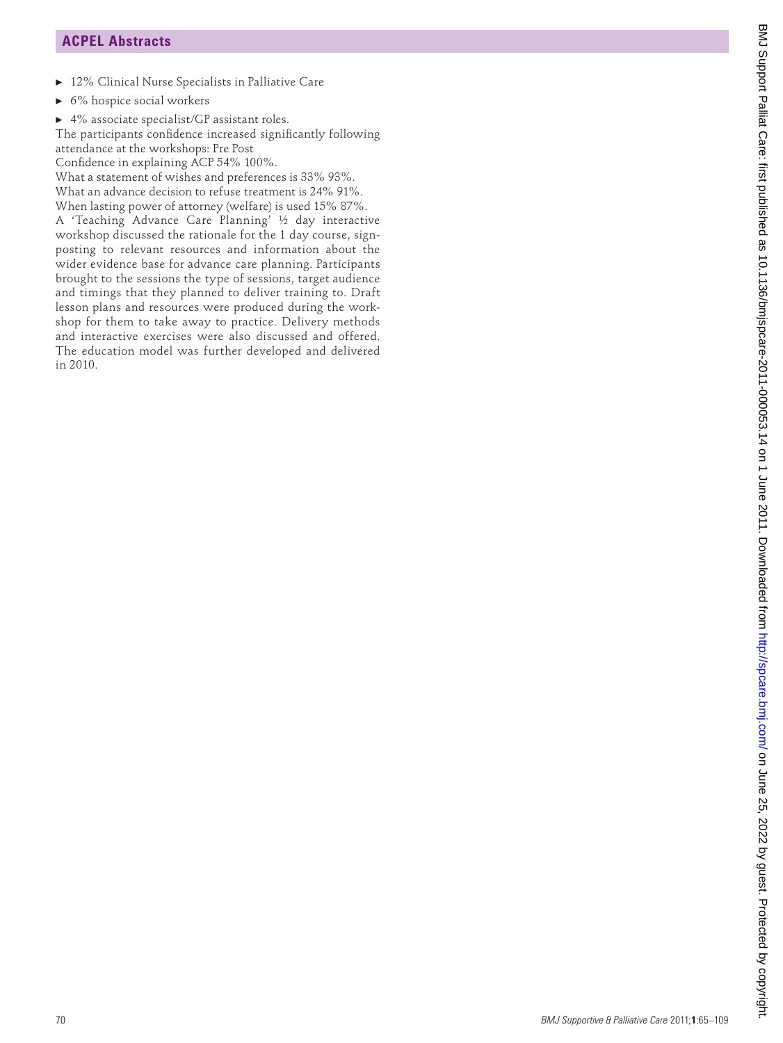- 12% Clinical Nurse Specialists in Palliative Care
- 6% hospice social workers
- 4% associate specialist/GP assistant roles.

The participants confidence increased significantly following attendance at the workshops: Pre Post

Confidence in explaining ACP 54% 100%.

What a statement of wishes and preferences is 33% 93%.

What an advance decision to refuse treatment is 24% 91%.

When lasting power of attorney (welfare) is used 15% 87%.

A 'Teaching Advance Care Planning' ½ day interactive workshop discussed the rationale for the 1 day course, signposting to relevant resources and information about the wider evidence base for advance care planning. Participants brought to the sessions the type of sessions, target audience and timings that they planned to deliver training to. Draft lesson plans and resources were produced during the workshop for them to take away to practice. Delivery methods and interactive exercises were also discussed and offered. The education model was further developed and delivered in 2010.